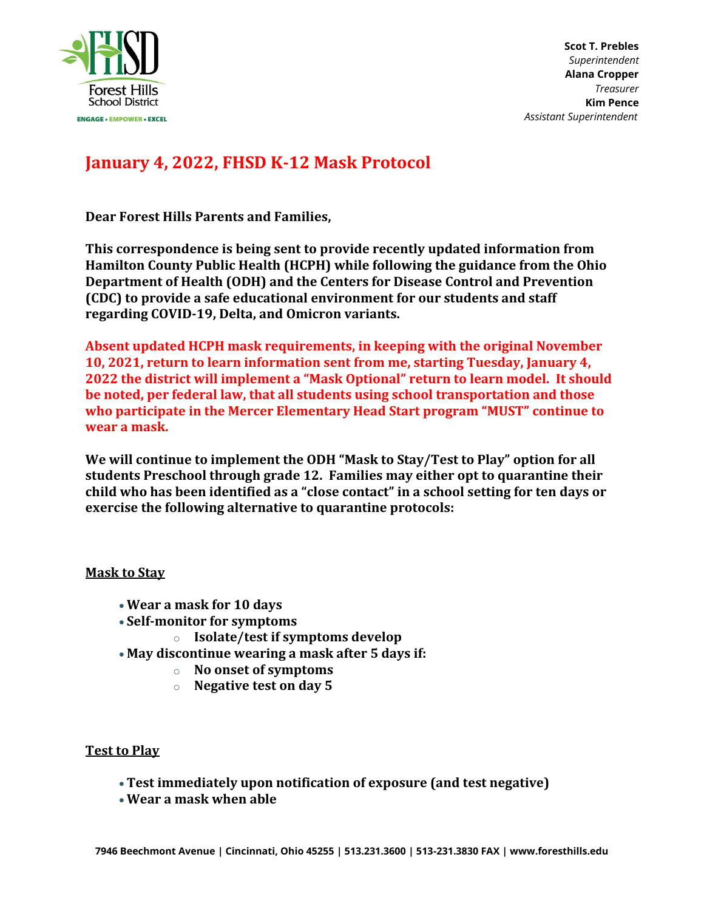Forest Hills School District

ENGAGE • EMPOWER • EXCEL

**Scot T. Prebles**
*Superintendent*
**Alana Cropper**
*Treasurer*
**Kim Pence**
*Assistant Superintendent*

# January 4, 2022, FHSD K-12 Mask Protocol

**Dear Forest Hills Parents and Families,**

**This correspondence is being sent to provide recently updated information from Hamilton County Public Health (HCPH) while following the guidance from the Ohio Department of Health (ODH) and the Centers for Disease Control and Prevention (CDC) to provide a safe educational environment for our students and staff regarding COVID-19, Delta, and Omicron variants.**

**Absent updated HCPH mask requirements, in keeping with the original November 10, 2021, return to learn information sent from me, starting Tuesday, January 4, 2022 the district will implement a "Mask Optional" return to learn model. It should be noted, per federal law, that all students using school transportation and those who participate in the Mercer Elementary Head Start program "MUST" continue to wear a mask.**

**We will continue to implement the ODH "Mask to Stay/Test to Play" option for all students Preschool through grade 12. Families may either opt to quarantine their child who has been identified as a "close contact" in a school setting for ten days or exercise the following alternative to quarantine protocols:**

**<u>Mask to Stay</u>**

- **Wear a mask for 10 days**
- **Self-monitor for symptoms**
  - **Isolate/test if symptoms develop**
- **May discontinue wearing a mask after 5 days if:**
  - **No onset of symptoms**
  - **Negative test on day 5**

**<u>Test to Play</u>**

- **Test immediately upon notification of exposure (and test negative)**
- **Wear a mask when able**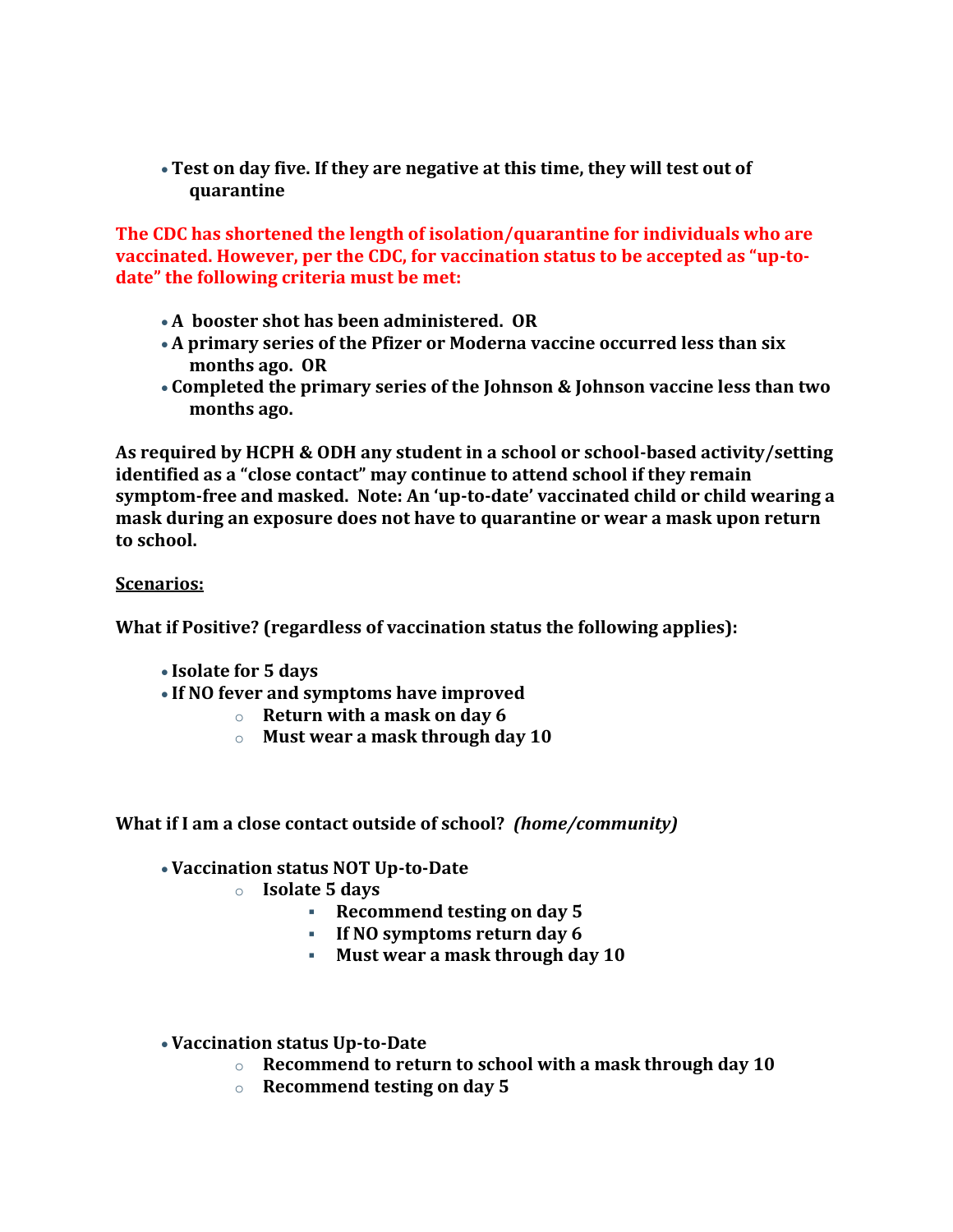- **Test on day five. If they are negative at this time, they will test out of quarantine**

**The CDC has shortened the length of isolation/quarantine for individuals who are vaccinated. However, per the CDC, for vaccination status to be accepted as "up-to-date" the following criteria must be met:**

- **A booster shot has been administered. OR**
- **A primary series of the Pfizer or Moderna vaccine occurred less than six months ago. OR**
- **Completed the primary series of the Johnson & Johnson vaccine less than two months ago.**

**As required by HCPH & ODH any student in a school or school-based activity/setting identified as a "close contact" may continue to attend school if they remain symptom-free and masked. Note: An 'up-to-date' vaccinated child or child wearing a mask during an exposure does not have to quarantine or wear a mask upon return to school.**

**<u>Scenarios:</u>**

**What if Positive? (regardless of vaccination status the following applies):**

- **Isolate for 5 days**
- **If NO fever and symptoms have improved**
  - **Return with a mask on day 6**
  - **Must wear a mask through day 10**

**What if I am a close contact outside of school? *(home/community)***

- **Vaccination status NOT Up-to-Date**
  - **Isolate 5 days**
    - **Recommend testing on day 5**
    - **If NO symptoms return day 6**
    - **Must wear a mask through day 10**

- **Vaccination status Up-to-Date**
  - **Recommend to return to school with a mask through day 10**
  - **Recommend testing on day 5**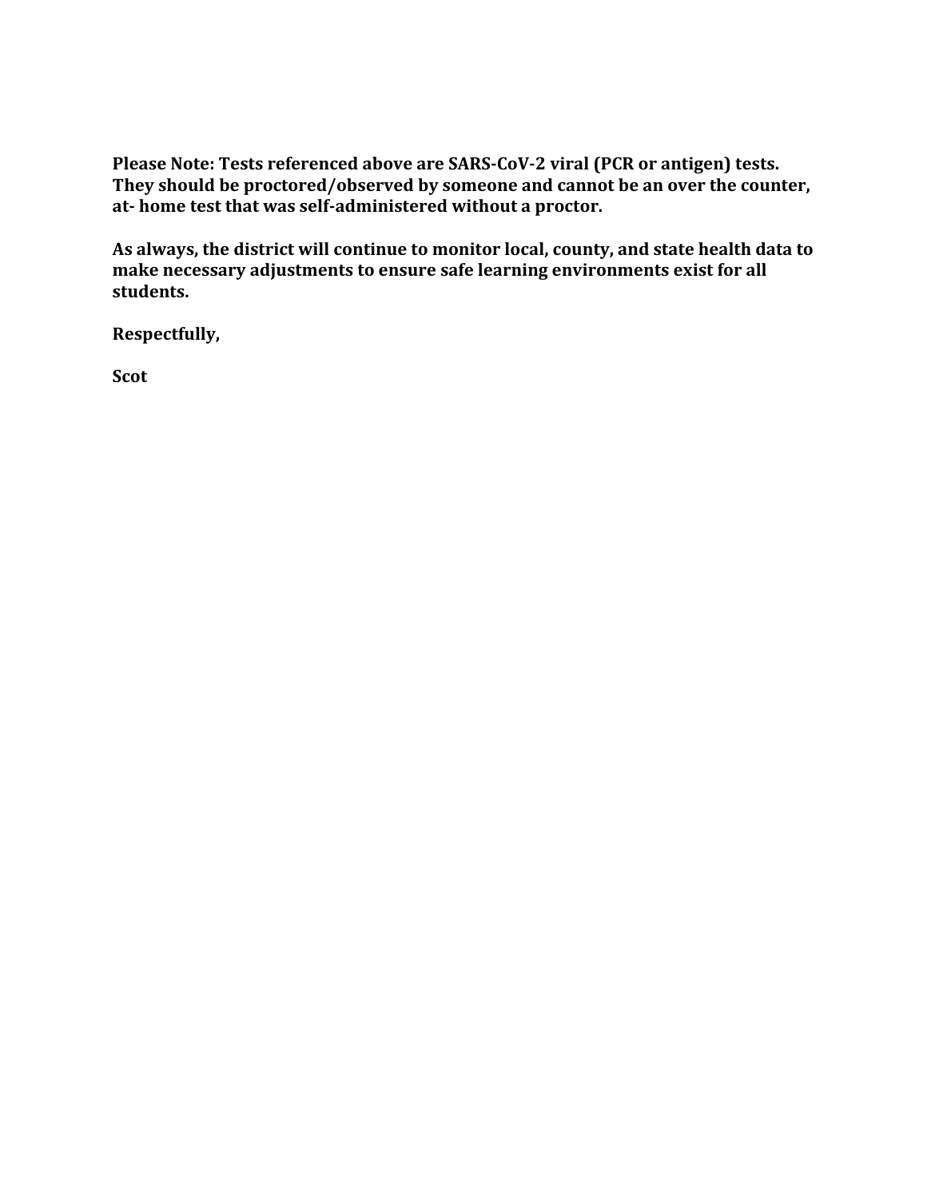**Please Note: Tests referenced above are SARS-CoV-2 viral (PCR or antigen) tests. They should be proctored/observed by someone and cannot be an over the counter, at- home test that was self-administered without a proctor.**

**As always, the district will continue to monitor local, county, and state health data to make necessary adjustments to ensure safe learning environments exist for all students.**

**Respectfully,**

**Scot**